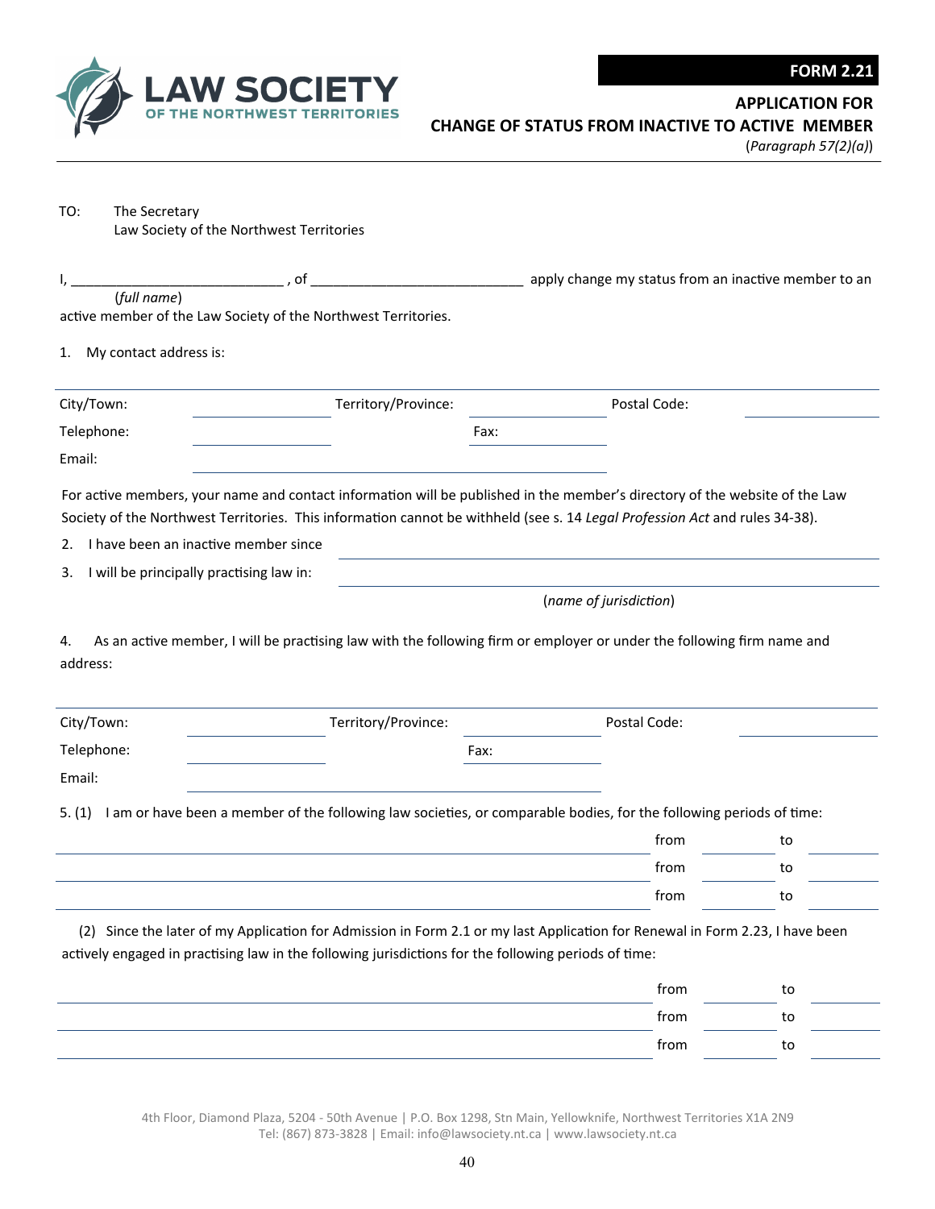**LAW SOCIETY**
**OF THE NORTHWEST TERRITORIES**

# FORM 2.21

## APPLICATION FOR CHANGE OF STATUS FROM INACTIVE TO ACTIVE MEMBER

(*Paragraph 57(2)(a)*)

TO: The Secretary
Law Society of the Northwest Territories

I, ____________________________ , of ____________________________ apply change my status from an inactive member to an active member of the Law Society of the Northwest Territories.
(*full name*)

1. My contact address is:

| City/Town: | | Territory/Province: | | Postal Code: | |
|---|---|---|---|---|---|
| Telephone: | | | Fax: | | |
| Email: | | | | | |

For active members, your name and contact information will be published in the member's directory of the website of the Law Society of the Northwest Territories. This information cannot be withheld (see s. 14 *Legal Profession Act* and rules 34-38).

2. I have been an inactive member since ____________________________

3. I will be principally practising law in: ____________________________
(*name of jurisdiction*)

4. As an active member, I will be practising law with the following firm or employer or under the following firm name and address:

| City/Town: | | Territory/Province: | | Postal Code: | |
|---|---|---|---|---|---|
| Telephone: | | | Fax: | | |
| Email: | | | | | |

5. (1) I am or have been a member of the following law societies, or comparable bodies, for the following periods of time:

| | from | | to | |
|---|---|---|---|---|
| | from | | to | |
| | from | | to | |
| | from | | to | |

(2) Since the later of my Application for Admission in Form 2.1 or my last Application for Renewal in Form 2.23, I have been actively engaged in practising law in the following jurisdictions for the following periods of time:

| | from | | to | |
|---|---|---|---|---|
| | from | | to | |
| | from | | to | |
| | from | | to | |

4th Floor, Diamond Plaza, 5204 - 50th Avenue | P.O. Box 1298, Stn Main, Yellowknife, Northwest Territories X1A 2N9
Tel: (867) 873-3828 | Email: info@lawsociety.nt.ca | www.lawsociety.nt.ca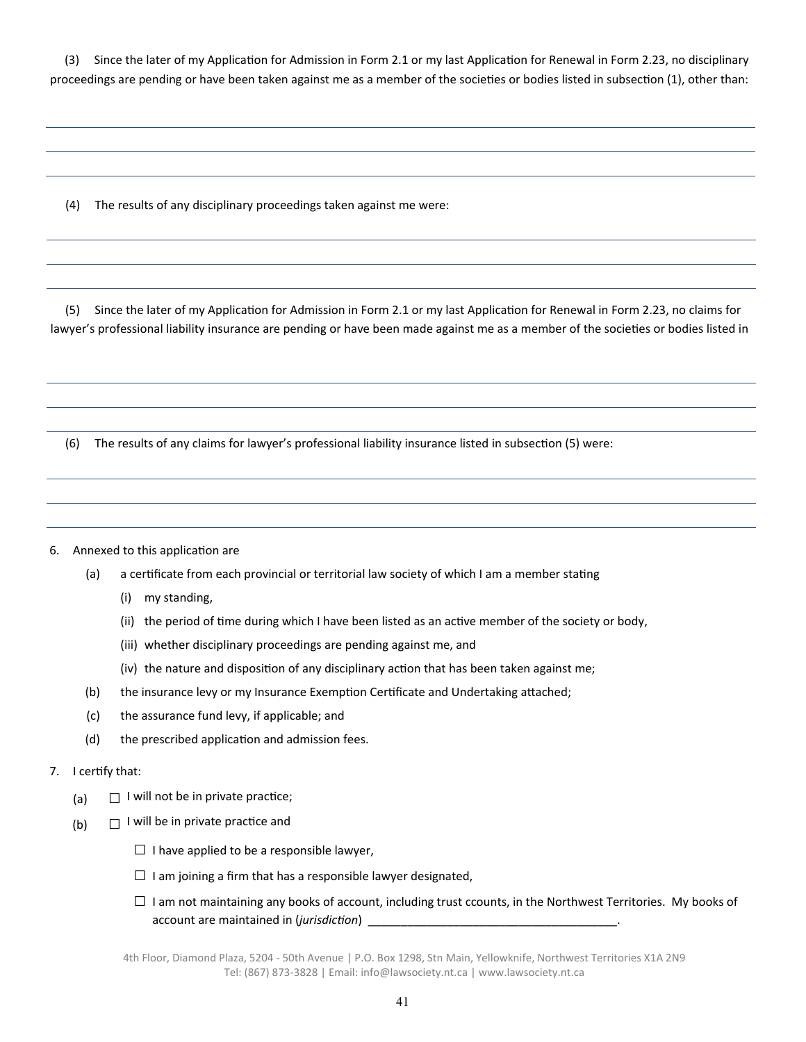(3) Since the later of my Application for Admission in Form 2.1 or my last Application for Renewal in Form 2.23, no disciplinary proceedings are pending or have been taken against me as a member of the societies or bodies listed in subsection (1), other than:

_______________________________________________

_______________________________________________

_______________________________________________

(4) The results of any disciplinary proceedings taken against me were:

_______________________________________________

_______________________________________________

_______________________________________________

(5) Since the later of my Application for Admission in Form 2.1 or my last Application for Renewal in Form 2.23, no claims for lawyer's professional liability insurance are pending or have been made against me as a member of the societies or bodies listed in

_______________________________________________

_______________________________________________

_______________________________________________

(6) The results of any claims for lawyer's professional liability insurance listed in subsection (5) were:

_______________________________________________

_______________________________________________

_______________________________________________

6. Annexed to this application are
   - (a) a certificate from each provincial or territorial law society of which I am a member stating
     - (i) my standing,
     - (ii) the period of time during which I have been listed as an active member of the society or body,
     - (iii) whether disciplinary proceedings are pending against me, and
     - (iv) the nature and disposition of any disciplinary action that has been taken against me;
   - (b) the insurance levy or my Insurance Exemption Certificate and Undertaking attached;
   - (c) the assurance fund levy, if applicable; and
   - (d) the prescribed application and admission fees.

7. I certify that:
   - (a) ☐ I will not be in private practice;
   - (b) ☐ I will be in private practice and
     - ☐ I have applied to be a responsible lawyer,
     - ☐ I am joining a firm that has a responsible lawyer designated,
     - ☐ I am not maintaining any books of account, including trust ccounts, in the Northwest Territories. My books of account are maintained in (*jurisdiction*) ______________________________________.

4th Floor, Diamond Plaza, 5204 - 50th Avenue | P.O. Box 1298, Stn Main, Yellowknife, Northwest Territories X1A 2N9
Tel: (867) 873-3828 | Email: info@lawsociety.nt.ca | www.lawsociety.nt.ca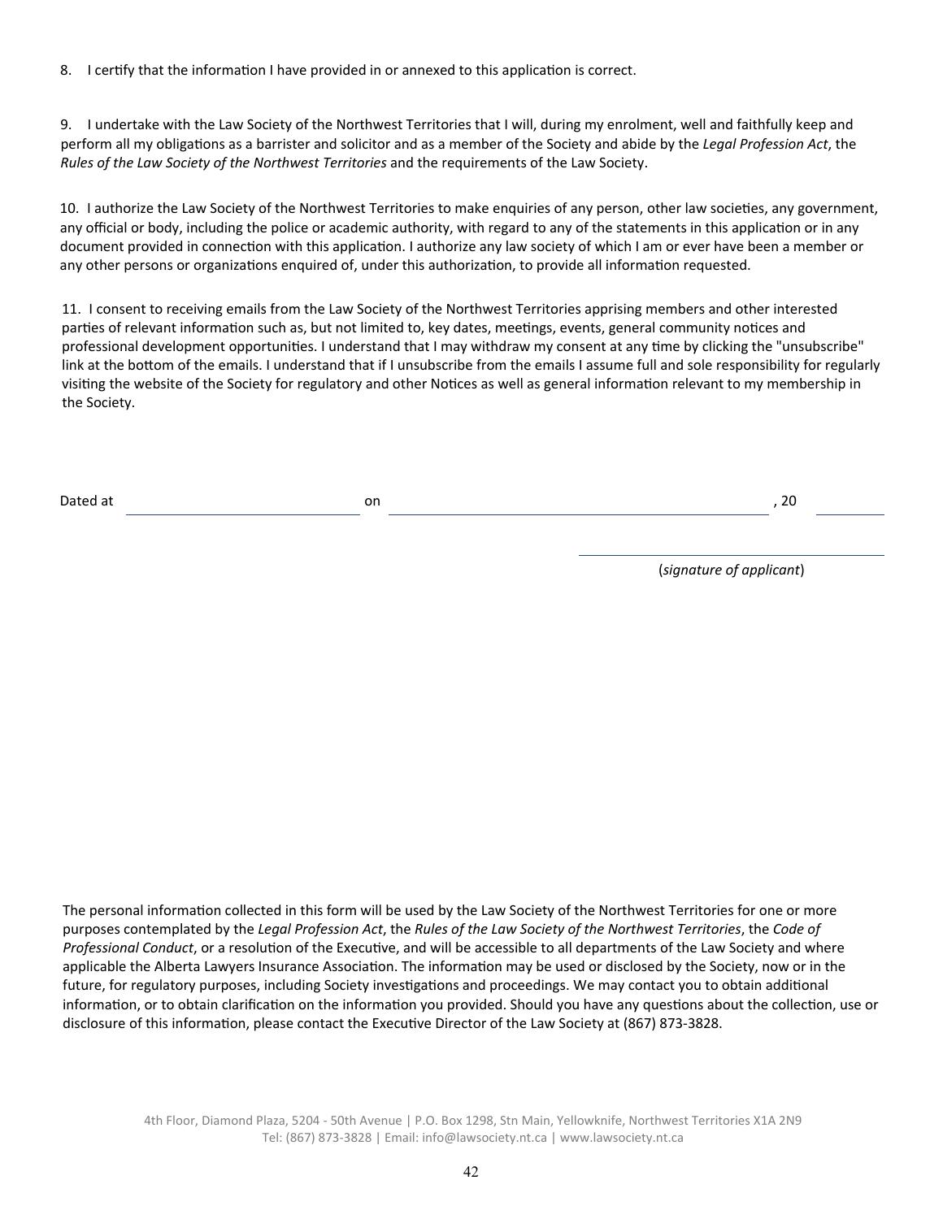8. I certify that the information I have provided in or annexed to this application is correct.

9. I undertake with the Law Society of the Northwest Territories that I will, during my enrolment, well and faithfully keep and perform all my obligations as a barrister and solicitor and as a member of the Society and abide by the *Legal Profession Act*, the *Rules of the Law Society of the Northwest Territories* and the requirements of the Law Society.

10. I authorize the Law Society of the Northwest Territories to make enquiries of any person, other law societies, any government, any official or body, including the police or academic authority, with regard to any of the statements in this application or in any document provided in connection with this application. I authorize any law society of which I am or ever have been a member or any other persons or organizations enquired of, under this authorization, to provide all information requested.

11. I consent to receiving emails from the Law Society of the Northwest Territories apprising members and other interested parties of relevant information such as, but not limited to, key dates, meetings, events, general community notices and professional development opportunities. I understand that I may withdraw my consent at any time by clicking the "unsubscribe" link at the bottom of the emails. I understand that if I unsubscribe from the emails I assume full and sole responsibility for regularly visiting the website of the Society for regulatory and other Notices as well as general information relevant to my membership in the Society.

Dated at ____________________ on ________________________________, 20 ________

________________________________
(*signature of applicant*)

The personal information collected in this form will be used by the Law Society of the Northwest Territories for one or more purposes contemplated by the *Legal Profession Act*, the *Rules of the Law Society of the Northwest Territories*, the *Code of Professional Conduct*, or a resolution of the Executive, and will be accessible to all departments of the Law Society and where applicable the Alberta Lawyers Insurance Association. The information may be used or disclosed by the Society, now or in the future, for regulatory purposes, including Society investigations and proceedings. We may contact you to obtain additional information, or to obtain clarification on the information you provided. Should you have any questions about the collection, use or disclosure of this information, please contact the Executive Director of the Law Society at (867) 873-3828.

4th Floor, Diamond Plaza, 5204 - 50th Avenue | P.O. Box 1298, Stn Main, Yellowknife, Northwest Territories X1A 2N9
Tel: (867) 873-3828 | Email: info@lawsociety.nt.ca | www.lawsociety.nt.ca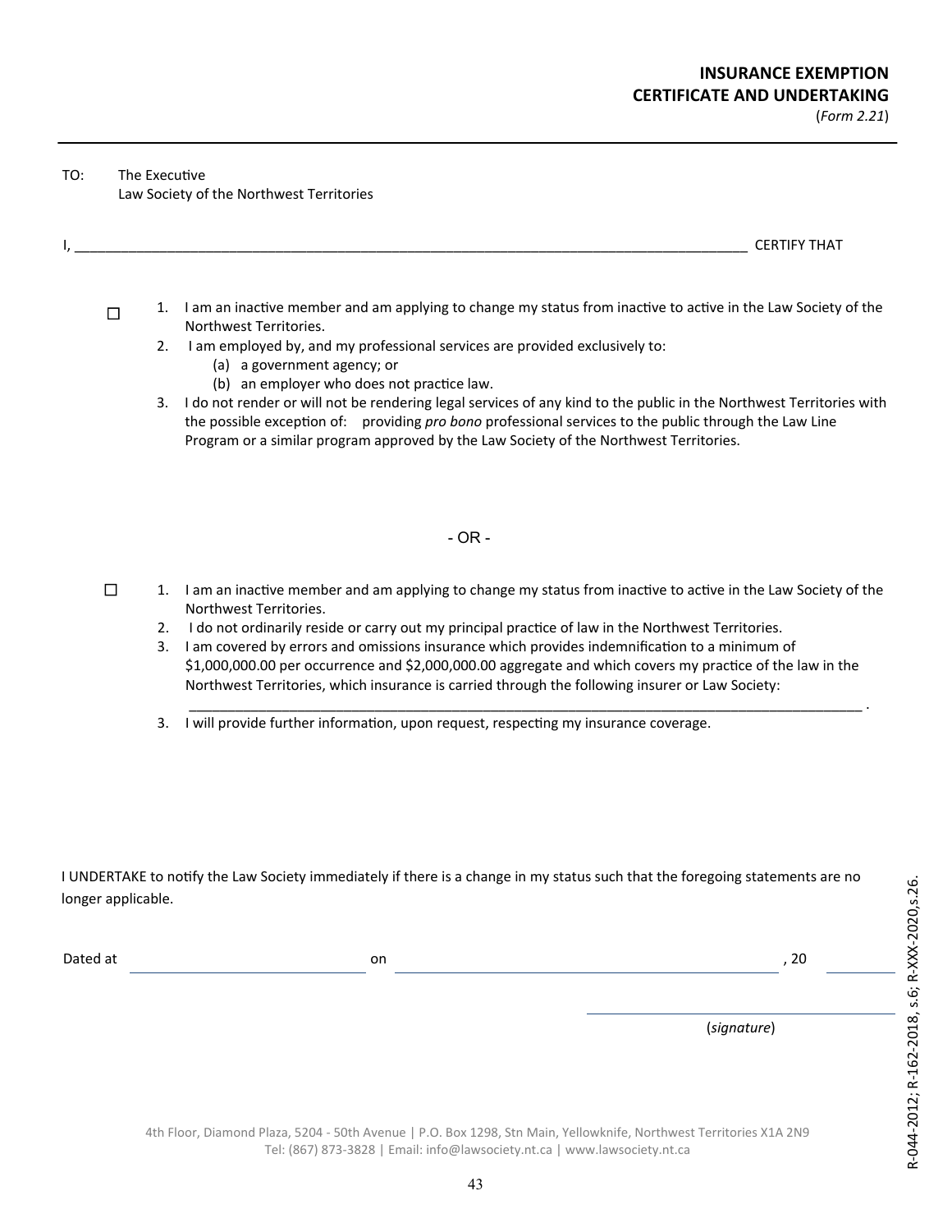# INSURANCE EXEMPTION CERTIFICATE AND UNDERTAKING

(*Form 2.21*)

TO: The Executive
Law Society of the Northwest Territories

I, ___________________________________________________________________________________ CERTIFY THAT

☐

1. I am an inactive member and am applying to change my status from inactive to active in the Law Society of the Northwest Territories.
2. I am employed by, and my professional services are provided exclusively to:
   - (a) a government agency; or
   - (b) an employer who does not practice law.
3. I do not render or will not be rendering legal services of any kind to the public in the Northwest Territories with the possible exception of: providing *pro bono* professional services to the public through the Law Line Program or a similar program approved by the Law Society of the Northwest Territories.

\- OR -

☐

1. I am an inactive member and am applying to change my status from inactive to active in the Law Society of the Northwest Territories.
2. I do not ordinarily reside or carry out my principal practice of law in the Northwest Territories.
3. I am covered by errors and omissions insurance which provides indemnification to a minimum of $1,000,000.00 per occurrence and $2,000,000.00 aggregate and which covers my practice of the law in the Northwest Territories, which insurance is carried through the following insurer or Law Society:

   _________________________________________________________________________________________ .
3. I will provide further information, upon request, respecting my insurance coverage.

I UNDERTAKE to notify the Law Society immediately if there is a change in my status such that the foregoing statements are no longer applicable.

Dated at ______________________ on ______________________________________, 20 ________

______________________________

(*signature*)

R-044-2012; R-162-2018, s.6; R-XXX-2020,s.26.

4th Floor, Diamond Plaza, 5204 - 50th Avenue | P.O. Box 1298, Stn Main, Yellowknife, Northwest Territories X1A 2N9
Tel: (867) 873-3828 | Email: info@lawsociety.nt.ca | www.lawsociety.nt.ca